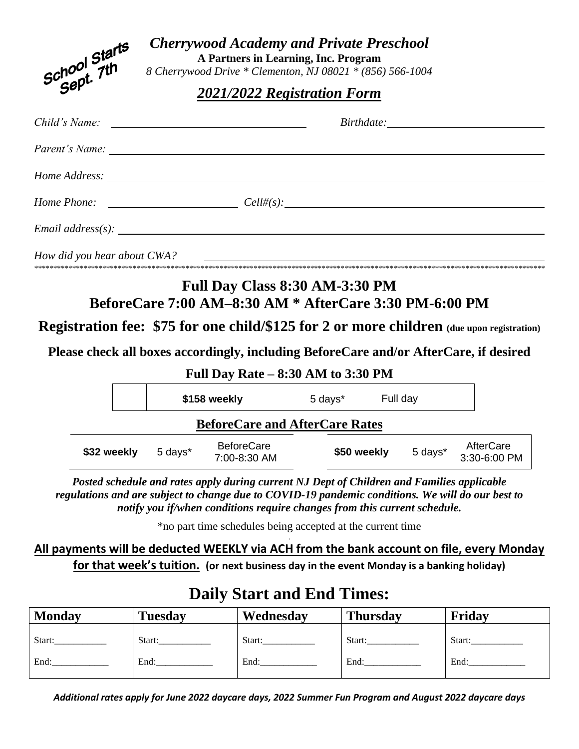School Starts Sept. 7th

# *Cherrywood Academy and Private Preschool*

**A Partners in Learning, Inc. Program**

*8 Cherrywood Drive * Clementon, NJ 08021 * (856) 566-1004*

## *2021/2022 Registration Form*

*Child's Name:* ______________________ *Birthdate:* ______________________

*Parent's Name:* ______________________________________________

*Home Address:* ______________________________________________

*Home Phone:* ______________________ *Cell#(s):* ______________________

*Email address(s):* ______________________________________________

*How did you hear about CWA?* ______________________________________________

************************************************************************************************************************

## Full Day Class 8:30 AM-3:30 PM
## BeforeCare 7:00 AM–8:30 AM * AfterCare 3:30 PM-6:00 PM

**Registration fee: $75 for one child/$125 for 2 or more children** **(due upon registration)**

**Please check all boxes accordingly, including BeforeCare and/or AfterCare, if desired**

**Full Day Rate – 8:30 AM to 3:30 PM**

| | | | |
|---|---|---|---|
| | **$158 weekly** | 5 days* | Full day |

**BeforeCare and AfterCare Rates**

| | | | | | |
|---|---|---|---|---|---|
| **$32 weekly** | 5 days* | BeforeCare 7:00-8:30 AM | **$50 weekly** | 5 days* | AfterCare 3:30-6:00 PM |

***Posted schedule and rates apply during current NJ Dept of Children and Families applicable regulations and are subject to change due to COVID-19 pandemic conditions. We will do our best to notify you if/when conditions require changes from this current schedule.***

*no part time schedules being accepted at the current time

**All payments will be deducted WEEKLY via ACH from the bank account on file, every Monday for that week's tuition.** **(or next business day in the event Monday is a banking holiday)**

## Daily Start and End Times:

| Monday | Tuesday | Wednesday | Thursday | Friday |
|---|---|---|---|---|
| Start:___________ End:____________ | Start:___________ End:____________ | Start:___________ End:____________ | Start:___________ End:____________ | Start:___________ End:____________ |

***Additional rates apply for June 2022 daycare days, 2022 Summer Fun Program and August 2022 daycare days***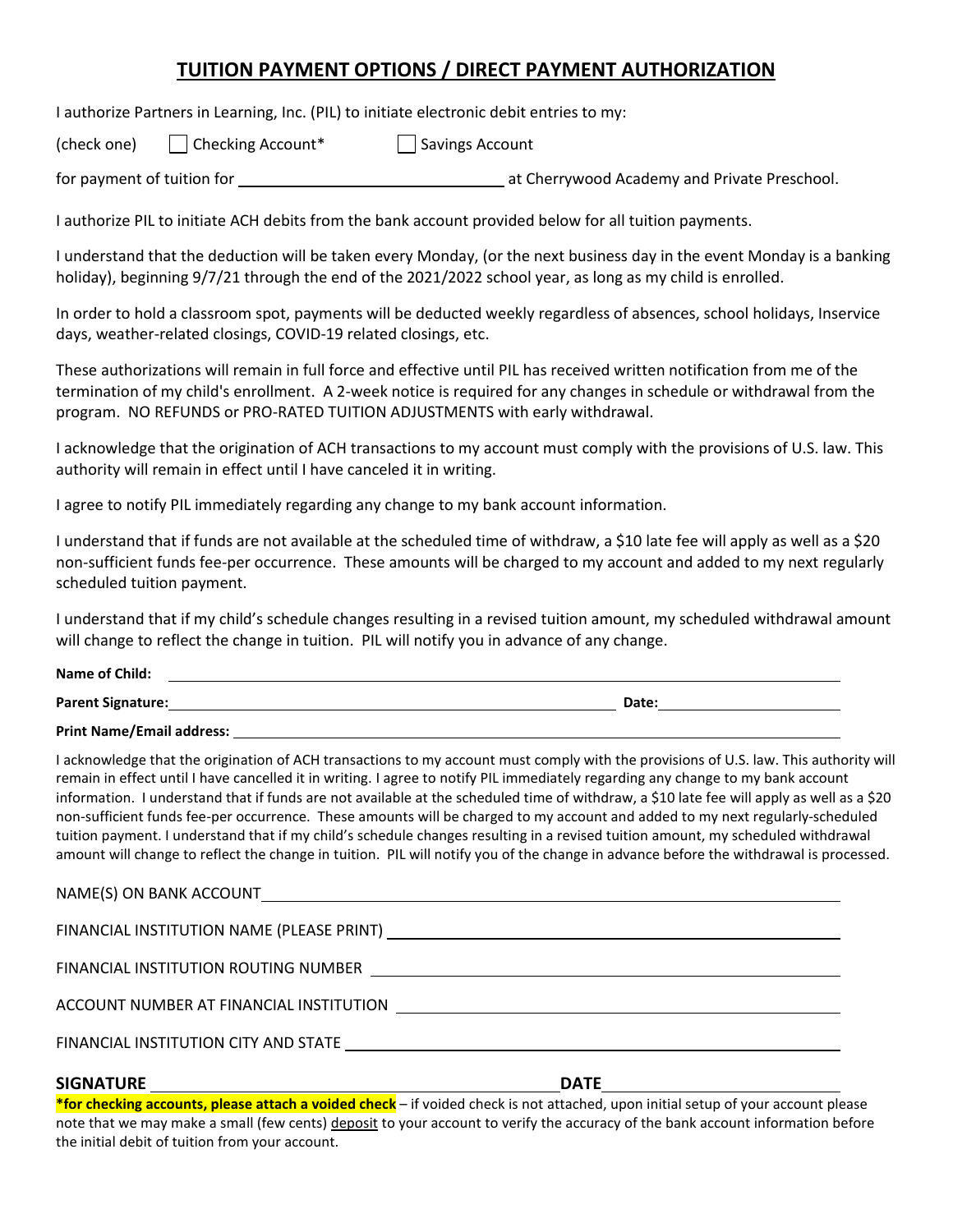## TUITION PAYMENT OPTIONS / DIRECT PAYMENT AUTHORIZATION

I authorize Partners in Learning, Inc. (PIL) to initiate electronic debit entries to my:

(check one) ☐ Checking Account* ☐ Savings Account

for payment of tuition for ______________________________ at Cherrywood Academy and Private Preschool.

I authorize PIL to initiate ACH debits from the bank account provided below for all tuition payments.

I understand that the deduction will be taken every Monday, (or the next business day in the event Monday is a banking holiday), beginning 9/7/21 through the end of the 2021/2022 school year, as long as my child is enrolled.

In order to hold a classroom spot, payments will be deducted weekly regardless of absences, school holidays, Inservice days, weather-related closings, COVID-19 related closings, etc.

These authorizations will remain in full force and effective until PIL has received written notification from me of the termination of my child's enrollment. A 2-week notice is required for any changes in schedule or withdrawal from the program. NO REFUNDS or PRO-RATED TUITION ADJUSTMENTS with early withdrawal.

I acknowledge that the origination of ACH transactions to my account must comply with the provisions of U.S. law. This authority will remain in effect until I have canceled it in writing.

I agree to notify PIL immediately regarding any change to my bank account information.

I understand that if funds are not available at the scheduled time of withdraw, a $10 late fee will apply as well as a $20 non-sufficient funds fee-per occurrence. These amounts will be charged to my account and added to my next regularly scheduled tuition payment.

I understand that if my child's schedule changes resulting in a revised tuition amount, my scheduled withdrawal amount will change to reflect the change in tuition. PIL will notify you in advance of any change.

**Name of Child:** ______________________________________________

**Parent Signature:** ______________________________ **Date:** ______________

**Print Name/Email address:** ______________________________________________

I acknowledge that the origination of ACH transactions to my account must comply with the provisions of U.S. law. This authority will remain in effect until I have cancelled it in writing. I agree to notify PIL immediately regarding any change to my bank account information. I understand that if funds are not available at the scheduled time of withdraw, a $10 late fee will apply as well as a $20 non-sufficient funds fee-per occurrence. These amounts will be charged to my account and added to my next regularly-scheduled tuition payment. I understand that if my child's schedule changes resulting in a revised tuition amount, my scheduled withdrawal amount will change to reflect the change in tuition. PIL will notify you of the change in advance before the withdrawal is processed.

NAME(S) ON BANK ACCOUNT ______________________________________________

FINANCIAL INSTITUTION NAME (PLEASE PRINT) ______________________________________________

FINANCIAL INSTITUTION ROUTING NUMBER ______________________________________________

ACCOUNT NUMBER AT FINANCIAL INSTITUTION ______________________________________________

FINANCIAL INSTITUTION CITY AND STATE ______________________________________________

**SIGNATURE** ______________________________ **DATE** ______________

**\*for checking accounts, please attach a voided check** – if voided check is not attached, upon initial setup of your account please note that we may make a small (few cents) deposit to your account to verify the accuracy of the bank account information before the initial debit of tuition from your account.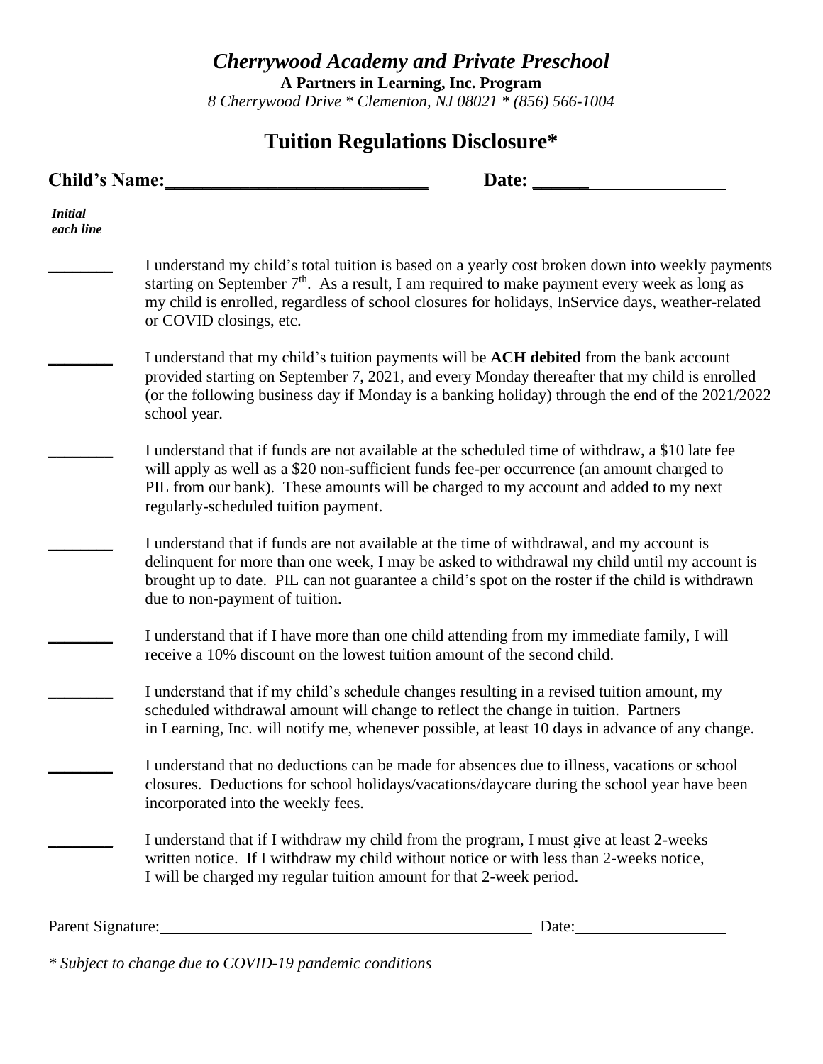# *Cherrywood Academy and Private Preschool*

**A Partners in Learning, Inc. Program**

*8 Cherrywood Drive * Clementon, NJ 08021 * (856) 566-1004*

## Tuition Regulations Disclosure*

**Child's Name:\_\_\_\_\_\_\_\_\_\_\_\_\_\_\_\_\_\_\_\_\_\_\_\_\_\_\_\_ Date: \_\_\_\_\_\_\_\_\_\_\_\_\_\_\_\_\_\_\_\_\_\_**

***Initial each line***

\_\_\_\_\_\_\_\_ I understand my child's total tuition is based on a yearly cost broken down into weekly payments starting on September 7th. As a result, I am required to make payment every week as long as my child is enrolled, regardless of school closures for holidays, InService days, weather-related or COVID closings, etc.

\_\_\_\_\_\_\_\_ I understand that my child's tuition payments will be **ACH debited** from the bank account provided starting on September 7, 2021, and every Monday thereafter that my child is enrolled (or the following business day if Monday is a banking holiday) through the end of the 2021/2022 school year.

\_\_\_\_\_\_\_\_ I understand that if funds are not available at the scheduled time of withdraw, a $10 late fee will apply as well as a $20 non-sufficient funds fee-per occurrence (an amount charged to PIL from our bank). These amounts will be charged to my account and added to my next regularly-scheduled tuition payment.

\_\_\_\_\_\_\_\_ I understand that if funds are not available at the time of withdrawal, and my account is delinquent for more than one week, I may be asked to withdrawal my child until my account is brought up to date. PIL can not guarantee a child's spot on the roster if the child is withdrawn due to non-payment of tuition.

\_\_\_\_\_\_\_\_ I understand that if I have more than one child attending from my immediate family, I will receive a 10% discount on the lowest tuition amount of the second child.

\_\_\_\_\_\_\_\_ I understand that if my child's schedule changes resulting in a revised tuition amount, my scheduled withdrawal amount will change to reflect the change in tuition. Partners in Learning, Inc. will notify me, whenever possible, at least 10 days in advance of any change.

\_\_\_\_\_\_\_\_ I understand that no deductions can be made for absences due to illness, vacations or school closures. Deductions for school holidays/vacations/daycare during the school year have been incorporated into the weekly fees.

\_\_\_\_\_\_\_\_ I understand that if I withdraw my child from the program, I must give at least 2-weeks written notice. If I withdraw my child without notice or with less than 2-weeks notice, I will be charged my regular tuition amount for that 2-week period.

Parent Signature:\_\_\_\_\_\_\_\_\_\_\_\_\_\_\_\_\_\_\_\_\_\_\_\_\_\_\_\_\_\_\_\_\_\_\_\_\_\_\_\_\_\_\_\_ Date:\_\_\_\_\_\_\_\_\_\_\_\_\_\_\_\_\_\_

*\* Subject to change due to COVID-19 pandemic conditions*